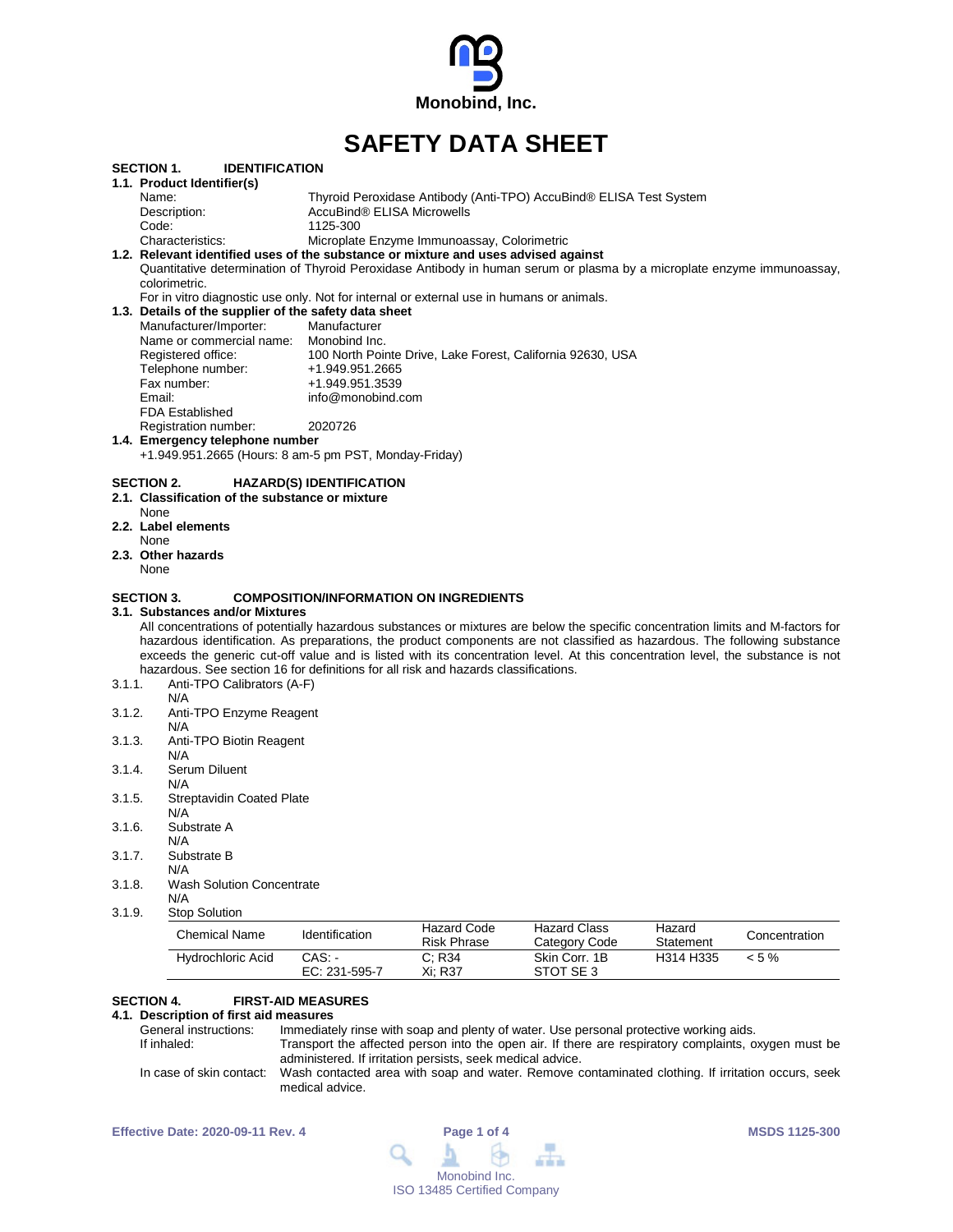Monobind, Inc.

# SAFETY DATA SHEET

## SECTION 1. IDENTIFICATION

### 1.1. Product Identifier(s)

Name: Thyroid Peroxidase Antibody (Anti-TPO) AccuBind® ELISA Test System
Description: AccuBind® ELISA Microwells
Code: 1125-300
Characteristics: Microplate Enzyme Immunoassay, Colorimetric

### 1.2. Relevant identified uses of the substance or mixture and uses advised against

Quantitative determination of Thyroid Peroxidase Antibody in human serum or plasma by a microplate enzyme immunoassay, colorimetric.

For in vitro diagnostic use only. Not for internal or external use in humans or animals.

### 1.3. Details of the supplier of the safety data sheet

Manufacturer/Importer: Manufacturer
Name or commercial name: Monobind Inc.
Registered office: 100 North Pointe Drive, Lake Forest, California 92630, USA
Telephone number: +1.949.951.2665
Fax number: +1.949.951.3539
Email: info@monobind.com
FDA Established Registration number: 2020726

### 1.4. Emergency telephone number

+1.949.951.2665 (Hours: 8 am-5 pm PST, Monday-Friday)

## SECTION 2. HAZARD(S) IDENTIFICATION

### 2.1. Classification of the substance or mixture

None

### 2.2. Label elements

None

### 2.3. Other hazards

None

## SECTION 3. COMPOSITION/INFORMATION ON INGREDIENTS

### 3.1. Substances and/or Mixtures

All concentrations of potentially hazardous substances or mixtures are below the specific concentration limits and M-factors for hazardous identification. As preparations, the product components are not classified as hazardous. The following substance exceeds the generic cut-off value and is listed with its concentration level. At this concentration level, the substance is not hazardous. See section 16 for definitions for all risk and hazards classifications.

3.1.1. Anti-TPO Calibrators (A-F)
N/A

3.1.2. Anti-TPO Enzyme Reagent
N/A

3.1.3. Anti-TPO Biotin Reagent
N/A

3.1.4. Serum Diluent
N/A

3.1.5. Streptavidin Coated Plate
N/A

3.1.6. Substrate A
N/A

3.1.7. Substrate B
N/A

3.1.8. Wash Solution Concentrate
N/A

3.1.9. Stop Solution

| Chemical Name | Identification | Hazard Code Risk Phrase | Hazard Class Category Code | Hazard Statement | Concentration |
|---|---|---|---|---|---|
| Hydrochloric Acid | CAS: - EC: 231-595-7 | C; R34 Xi; R37 | Skin Corr. 1B STOT SE 3 | H314 H335 | < 5 % |

## SECTION 4. FIRST-AID MEASURES

### 4.1. Description of first aid measures

General instructions: Immediately rinse with soap and plenty of water. Use personal protective working aids.

If inhaled: Transport the affected person into the open air. If there are respiratory complaints, oxygen must be administered. If irritation persists, seek medical advice.

In case of skin contact: Wash contacted area with soap and water. Remove contaminated clothing. If irritation occurs, seek medical advice.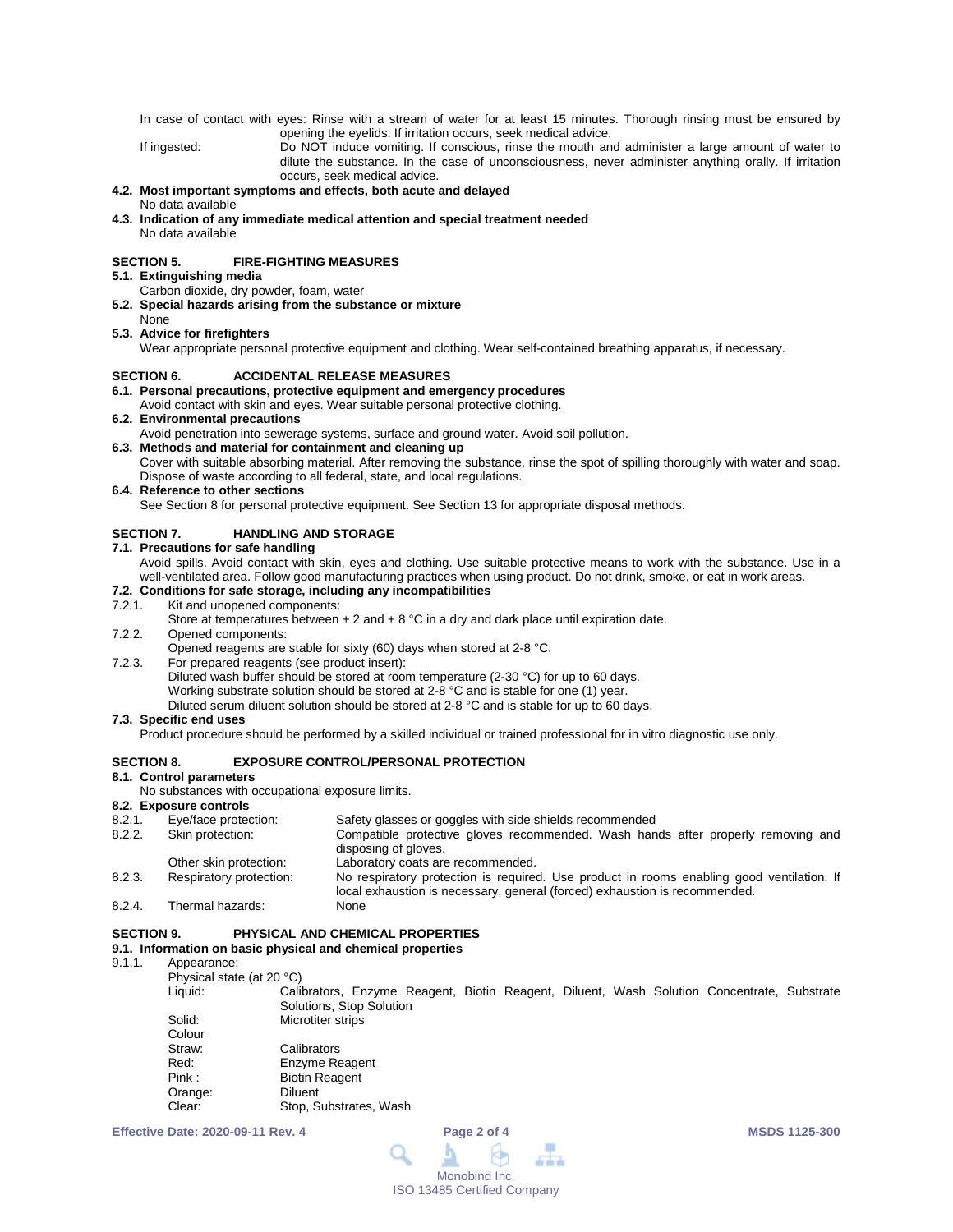In case of contact with eyes: Rinse with a stream of water for at least 15 minutes. Thorough rinsing must be ensured by opening the eyelids. If irritation occurs, seek medical advice.

If ingested: Do NOT induce vomiting. If conscious, rinse the mouth and administer a large amount of water to dilute the substance. In the case of unconsciousness, never administer anything orally. If irritation occurs, seek medical advice.

**4.2. Most important symptoms and effects, both acute and delayed**

No data available

**4.3. Indication of any immediate medical attention and special treatment needed**

No data available

## SECTION 5. FIRE-FIGHTING MEASURES

**5.1. Extinguishing media**

Carbon dioxide, dry powder, foam, water

**5.2. Special hazards arising from the substance or mixture**

None

**5.3. Advice for firefighters**

Wear appropriate personal protective equipment and clothing. Wear self-contained breathing apparatus, if necessary.

## SECTION 6. ACCIDENTAL RELEASE MEASURES

**6.1. Personal precautions, protective equipment and emergency procedures**

Avoid contact with skin and eyes. Wear suitable personal protective clothing.

**6.2. Environmental precautions**

Avoid penetration into sewerage systems, surface and ground water. Avoid soil pollution.

**6.3. Methods and material for containment and cleaning up**

Cover with suitable absorbing material. After removing the substance, rinse the spot of spilling thoroughly with water and soap. Dispose of waste according to all federal, state, and local regulations.

**6.4. Reference to other sections**

See Section 8 for personal protective equipment. See Section 13 for appropriate disposal methods.

## SECTION 7. HANDLING AND STORAGE

**7.1. Precautions for safe handling**

Avoid spills. Avoid contact with skin, eyes and clothing. Use suitable protective means to work with the substance. Use in a well-ventilated area. Follow good manufacturing practices when using product. Do not drink, smoke, or eat in work areas.

**7.2. Conditions for safe storage, including any incompatibilities**

7.2.1. Kit and unopened components:
Store at temperatures between + 2 and + 8 °C in a dry and dark place until expiration date.

7.2.2. Opened components:
Opened reagents are stable for sixty (60) days when stored at 2-8 °C.

7.2.3. For prepared reagents (see product insert):
Diluted wash buffer should be stored at room temperature (2-30 °C) for up to 60 days.
Working substrate solution should be stored at 2-8 °C and is stable for one (1) year.
Diluted serum diluent solution should be stored at 2-8 °C and is stable for up to 60 days.

**7.3. Specific end uses**

Product procedure should be performed by a skilled individual or trained professional for in vitro diagnostic use only.

## SECTION 8. EXPOSURE CONTROL/PERSONAL PROTECTION

**8.1. Control parameters**

No substances with occupational exposure limits.

**8.2. Exposure controls**

8.2.1. Eye/face protection: Safety glasses or goggles with side shields recommended

8.2.2. Skin protection: Compatible protective gloves recommended. Wash hands after properly removing and disposing of gloves.

Other skin protection: Laboratory coats are recommended.

8.2.3. Respiratory protection: No respiratory protection is required. Use product in rooms enabling good ventilation. If local exhaustion is necessary, general (forced) exhaustion is recommended.

8.2.4. Thermal hazards: None

## SECTION 9. PHYSICAL AND CHEMICAL PROPERTIES

**9.1. Information on basic physical and chemical properties**

9.1.1. Appearance:

Physical state (at 20 °C)

Liquid: Calibrators, Enzyme Reagent, Biotin Reagent, Diluent, Wash Solution Concentrate, Substrate Solutions, Stop Solution

Solid: Microtiter strips

Colour

Straw: Calibrators

Red: Enzyme Reagent

Pink : Biotin Reagent

Orange: Diluent

Clear: Stop, Substrates, Wash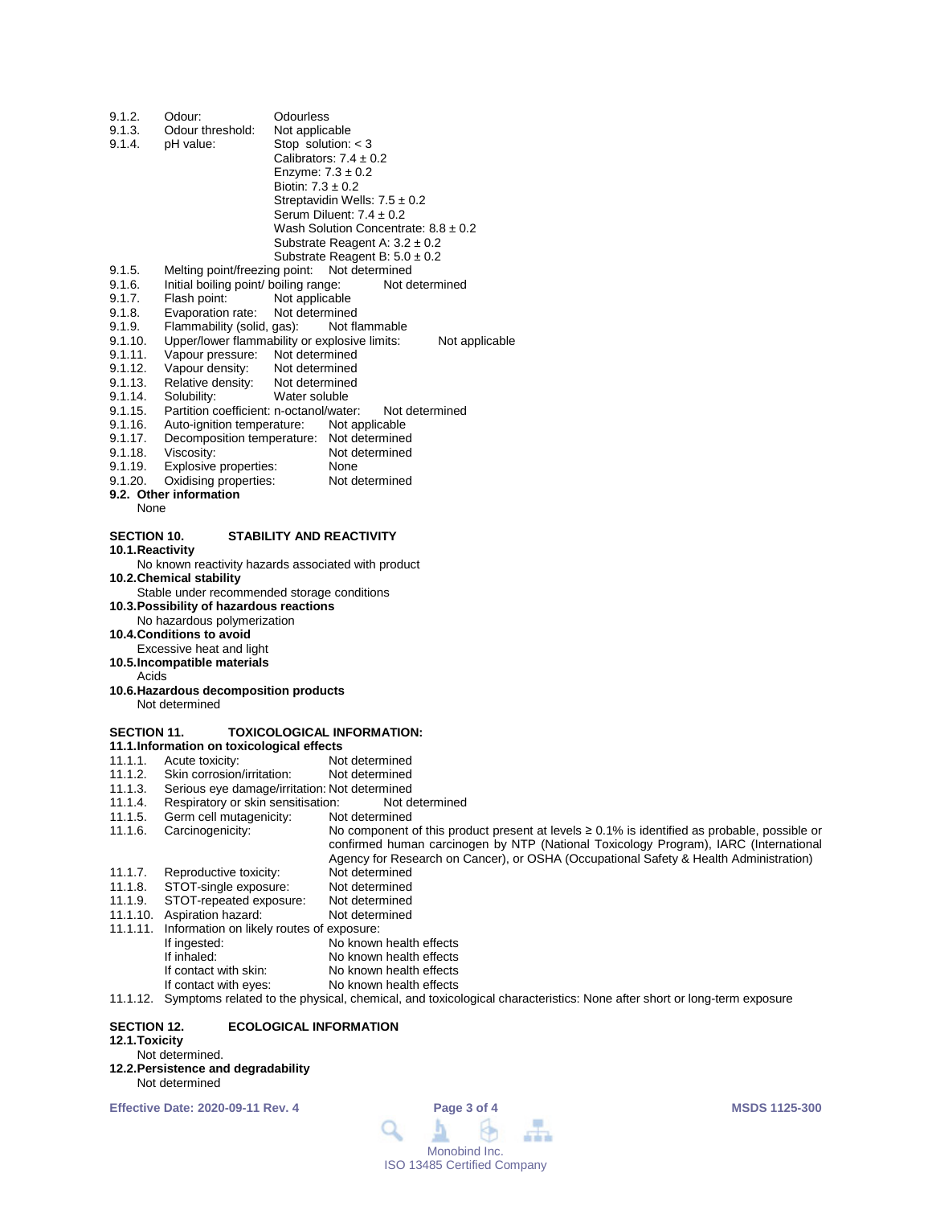9.1.2. Odour: Odourless

9.1.3. Odour threshold: Not applicable

9.1.4. pH value: Stop solution: < 3
Calibrators: 7.4 ± 0.2
Enzyme: 7.3 ± 0.2
Biotin: 7.3 ± 0.2
Streptavidin Wells: 7.5 ± 0.2
Serum Diluent: 7.4 ± 0.2
Wash Solution Concentrate: 8.8 ± 0.2
Substrate Reagent A: 3.2 ± 0.2
Substrate Reagent B: 5.0 ± 0.2

9.1.5. Melting point/freezing point: Not determined

9.1.6. Initial boiling point/ boiling range: Not determined

9.1.7. Flash point: Not applicable

9.1.8. Evaporation rate: Not determined

9.1.9. Flammability (solid, gas): Not flammable

9.1.10. Upper/lower flammability or explosive limits: Not applicable

9.1.11. Vapour pressure: Not determined

9.1.12. Vapour density: Not determined

9.1.13. Relative density: Not determined

9.1.14. Solubility: Water soluble

9.1.15. Partition coefficient: n-octanol/water: Not determined

9.1.16. Auto-ignition temperature: Not applicable

9.1.17. Decomposition temperature: Not determined

9.1.18. Viscosity: Not determined

9.1.19. Explosive properties: None

9.1.20. Oxidising properties: Not determined

**9.2. Other information**

None

## SECTION 10. STABILITY AND REACTIVITY

**10.1. Reactivity**

No known reactivity hazards associated with product

**10.2. Chemical stability**

Stable under recommended storage conditions

**10.3. Possibility of hazardous reactions**

No hazardous polymerization

**10.4. Conditions to avoid**

Excessive heat and light

**10.5. Incompatible materials**

Acids

**10.6. Hazardous decomposition products**

Not determined

## SECTION 11. TOXICOLOGICAL INFORMATION:

**11.1. Information on toxicological effects**

11.1.1. Acute toxicity: Not determined

11.1.2. Skin corrosion/irritation: Not determined

11.1.3. Serious eye damage/irritation: Not determined

11.1.4. Respiratory or skin sensitisation: Not determined

11.1.5. Germ cell mutagenicity: Not determined

11.1.6. Carcinogenicity: No component of this product present at levels ≥ 0.1% is identified as probable, possible or confirmed human carcinogen by NTP (National Toxicology Program), IARC (International Agency for Research on Cancer), or OSHA (Occupational Safety & Health Administration)

11.1.7. Reproductive toxicity: Not determined

11.1.8. STOT-single exposure: Not determined

11.1.9. STOT-repeated exposure: Not determined

11.1.10. Aspiration hazard: Not determined

11.1.11. Information on likely routes of exposure:
If ingested: No known health effects
If inhaled: No known health effects
If contact with skin: No known health effects
If contact with eyes: No known health effects

11.1.12. Symptoms related to the physical, chemical, and toxicological characteristics: None after short or long-term exposure

## SECTION 12. ECOLOGICAL INFORMATION

**12.1. Toxicity**

Not determined.

**12.2. Persistence and degradability**

Not determined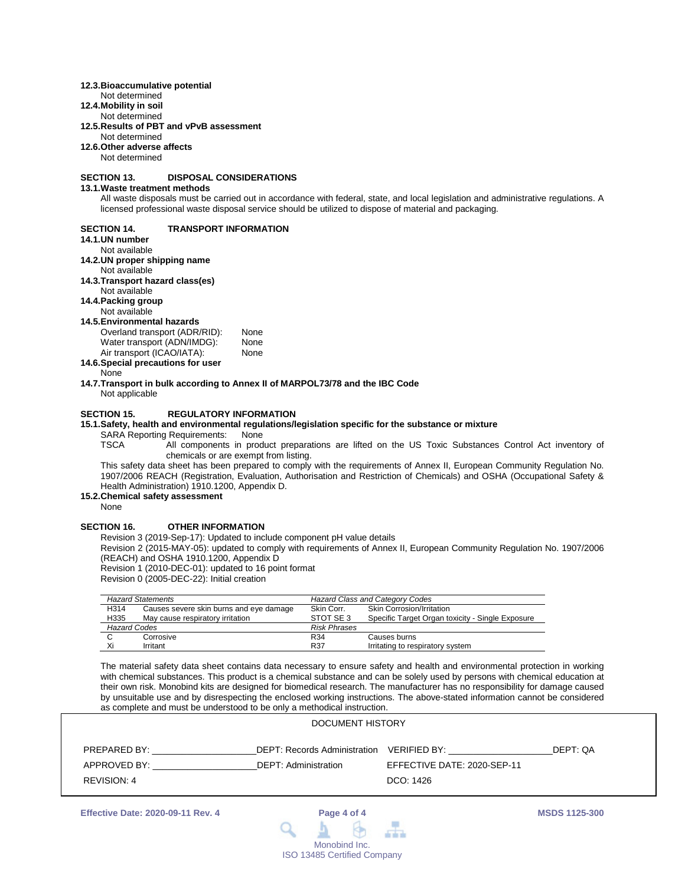**12.3. Bioaccumulative potential**

Not determined

**12.4. Mobility in soil**

Not determined

**12.5. Results of PBT and vPvB assessment**

Not determined

**12.6. Other adverse affects**

Not determined

## SECTION 13. DISPOSAL CONSIDERATIONS

**13.1. Waste treatment methods**

All waste disposals must be carried out in accordance with federal, state, and local legislation and administrative regulations. A licensed professional waste disposal service should be utilized to dispose of material and packaging.

## SECTION 14. TRANSPORT INFORMATION

**14.1. UN number**

Not available

**14.2. UN proper shipping name**

Not available

**14.3. Transport hazard class(es)**

Not available

**14.4. Packing group**

Not available

**14.5. Environmental hazards**

Overland transport (ADR/RID): None
Water transport (ADN/IMDG): None
Air transport (ICAO/IATA): None

**14.6. Special precautions for user**

None

**14.7. Transport in bulk according to Annex II of MARPOL73/78 and the IBC Code**

Not applicable

## SECTION 15. REGULATORY INFORMATION

**15.1. Safety, health and environmental regulations/legislation specific for the substance or mixture**

SARA Reporting Requirements: None

TSCA All components in product preparations are lifted on the US Toxic Substances Control Act inventory of chemicals or are exempt from listing.

This safety data sheet has been prepared to comply with the requirements of Annex II, European Community Regulation No. 1907/2006 REACH (Registration, Evaluation, Authorisation and Restriction of Chemicals) and OSHA (Occupational Safety & Health Administration) 1910.1200, Appendix D.

**15.2. Chemical safety assessment**

None

## SECTION 16. OTHER INFORMATION

Revision 3 (2019-Sep-17): Updated to include component pH value details
Revision 2 (2015-MAY-05): updated to comply with requirements of Annex II, European Community Regulation No. 1907/2006 (REACH) and OSHA 1910.1200, Appendix D
Revision 1 (2010-DEC-01): updated to 16 point format
Revision 0 (2005-DEC-22): Initial creation

| *Hazard Statements* | | *Hazard Class and Category Codes* | |
|---|---|---|---|
| H314 | Causes severe skin burns and eye damage | Skin Corr. | Skin Corrosion/Irritation |
| H335 | May cause respiratory irritation | STOT SE 3 | Specific Target Organ toxicity - Single Exposure |
| *Hazard Codes* | | *Risk Phrases* | |
| C | Corrosive | R34 | Causes burns |
| Xi | Irritant | R37 | Irritating to respiratory system |

The material safety data sheet contains data necessary to ensure safety and health and environmental protection in working with chemical substances. This product is a chemical substance and can be solely used by persons with chemical education at their own risk. Monobind kits are designed for biomedical research. The manufacturer has no responsibility for damage caused by unsuitable use and by disrespecting the enclosed working instructions. The above-stated information cannot be considered as complete and must be understood to be only a methodical instruction.

| DOCUMENT HISTORY | | | |
|---|---|---|---|
| PREPARED BY: ____________ | DEPT: Records Administration | VERIFIED BY: ____________ | DEPT: QA |
| APPROVED BY: ____________ | DEPT: Administration | EFFECTIVE DATE: 2020-SEP-11 | |
| REVISION: 4 | | DCO: 1426 | |

Effective Date: 2020-09-11 Rev. 4 MSDS 1125-300

Monobind Inc.
ISO 13485 Certified Company